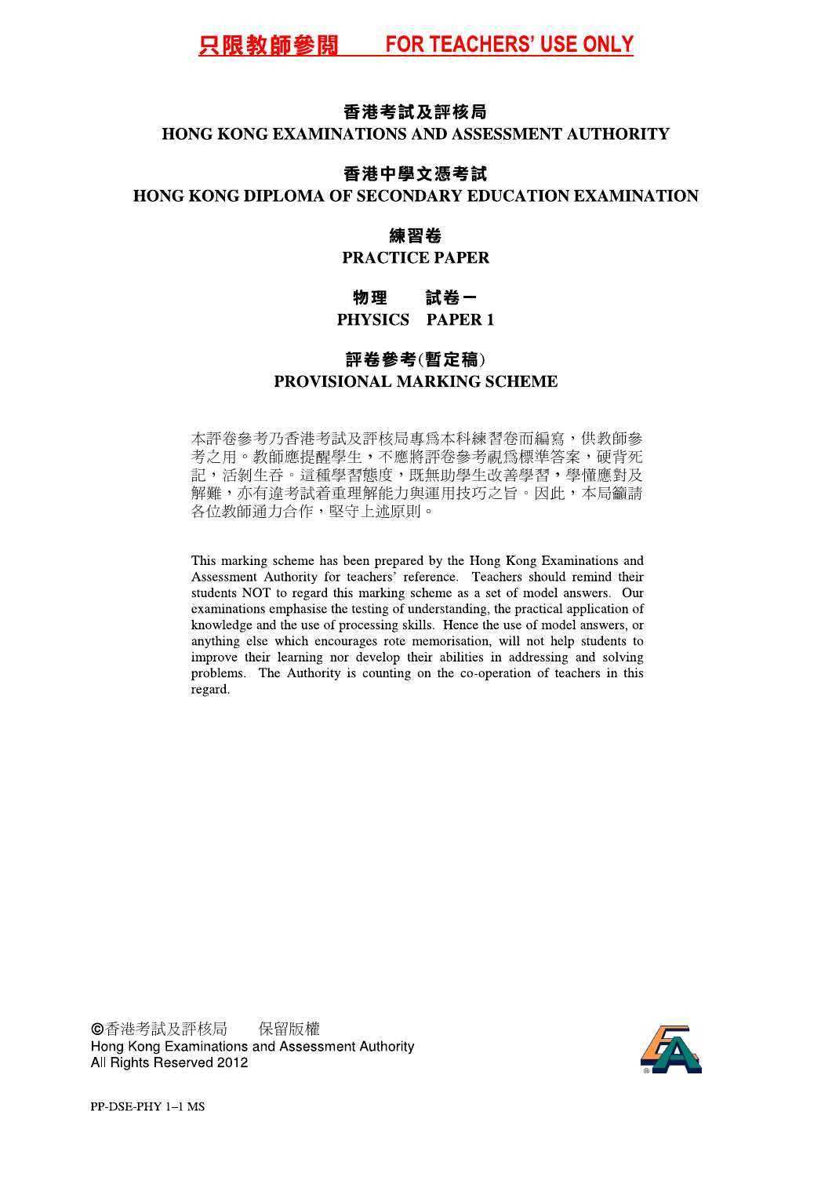**只限教師參閱　　FOR TEACHERS' USE ONLY**

# 香港考試及評核局
# HONG KONG EXAMINATIONS AND ASSESSMENT AUTHORITY

## 香港中學文憑考試
## HONG KONG DIPLOMA OF SECONDARY EDUCATION EXAMINATION

## 練習卷
## PRACTICE PAPER

## 物理　　試卷一
## PHYSICS　PAPER 1

## 評卷參考(暫定稿)
## PROVISIONAL MARKING SCHEME

本評卷參考乃香港考試及評核局專為本科練習卷而編寫，供教師參考之用。教師應提醒學生，不應將評卷參考視爲標準答案，硬背死記，活剝生吞。這種學習態度，既無助學生改善學習，學懂應對及解難，亦有違考試着重理解能力與運用技巧之旨。因此，本局籲請各位教師通力合作，堅守上述原則。

This marking scheme has been prepared by the Hong Kong Examinations and Assessment Authority for teachers' reference. Teachers should remind their students NOT to regard this marking scheme as a set of model answers. Our examinations emphasise the testing of understanding, the practical application of knowledge and the use of processing skills. Hence the use of model answers, or anything else which encourages rote memorisation, will not help students to improve their learning nor develop their abilities in addressing and solving problems. The Authority is counting on the co-operation of teachers in this regard.

©香港考試及評核局　　保留版權
Hong Kong Examinations and Assessment Authority
All Rights Reserved 2012

PP-DSE-PHY 1–1 MS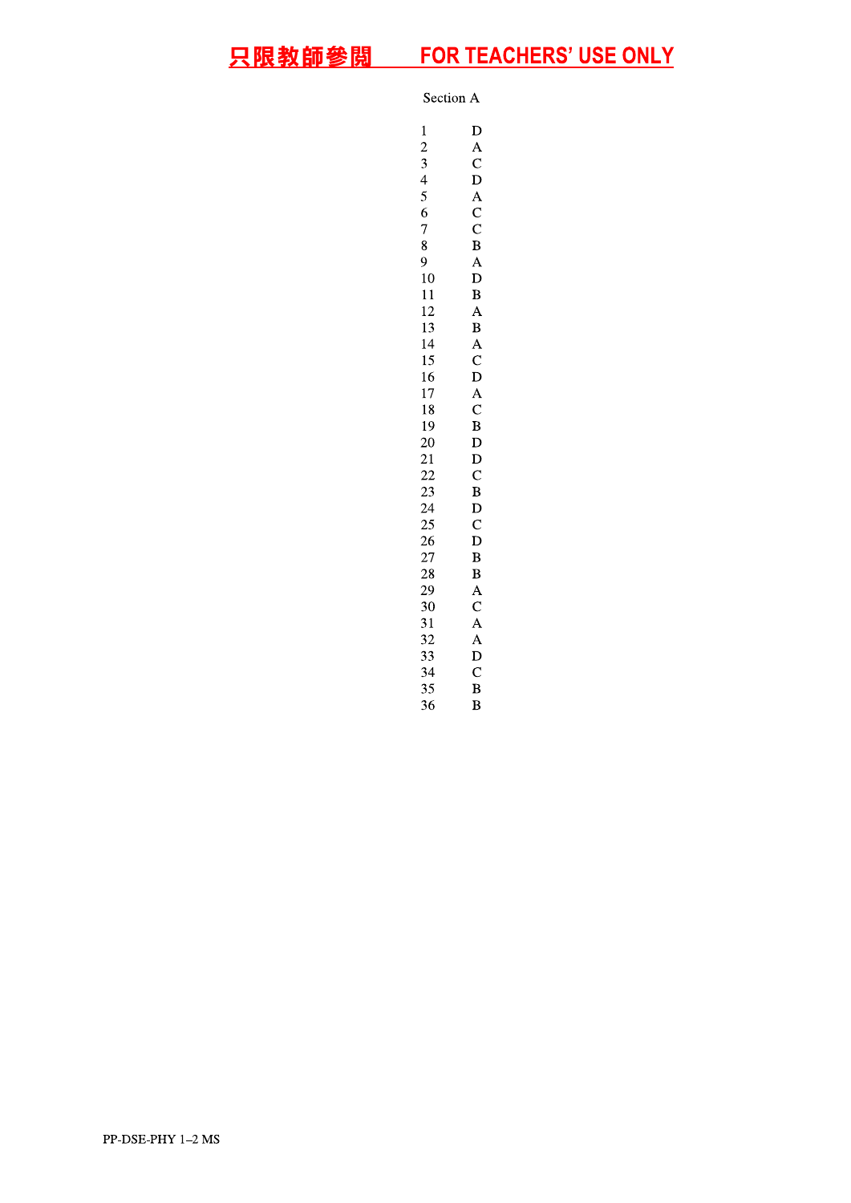只限教師參閱 FOR TEACHERS' USE ONLY

Section A

| | |
|---|---|
| 1 | D |
| 2 | A |
| 3 | C |
| 4 | D |
| 5 | A |
| 6 | C |
| 7 | C |
| 8 | B |
| 9 | A |
| 10 | D |
| 11 | B |
| 12 | A |
| 13 | B |
| 14 | A |
| 15 | C |
| 16 | D |
| 17 | A |
| 18 | C |
| 19 | B |
| 20 | D |
| 21 | D |
| 22 | C |
| 23 | B |
| 24 | D |
| 25 | C |
| 26 | D |
| 27 | B |
| 28 | B |
| 29 | A |
| 30 | C |
| 31 | A |
| 32 | A |
| 33 | D |
| 34 | C |
| 35 | B |
| 36 | B |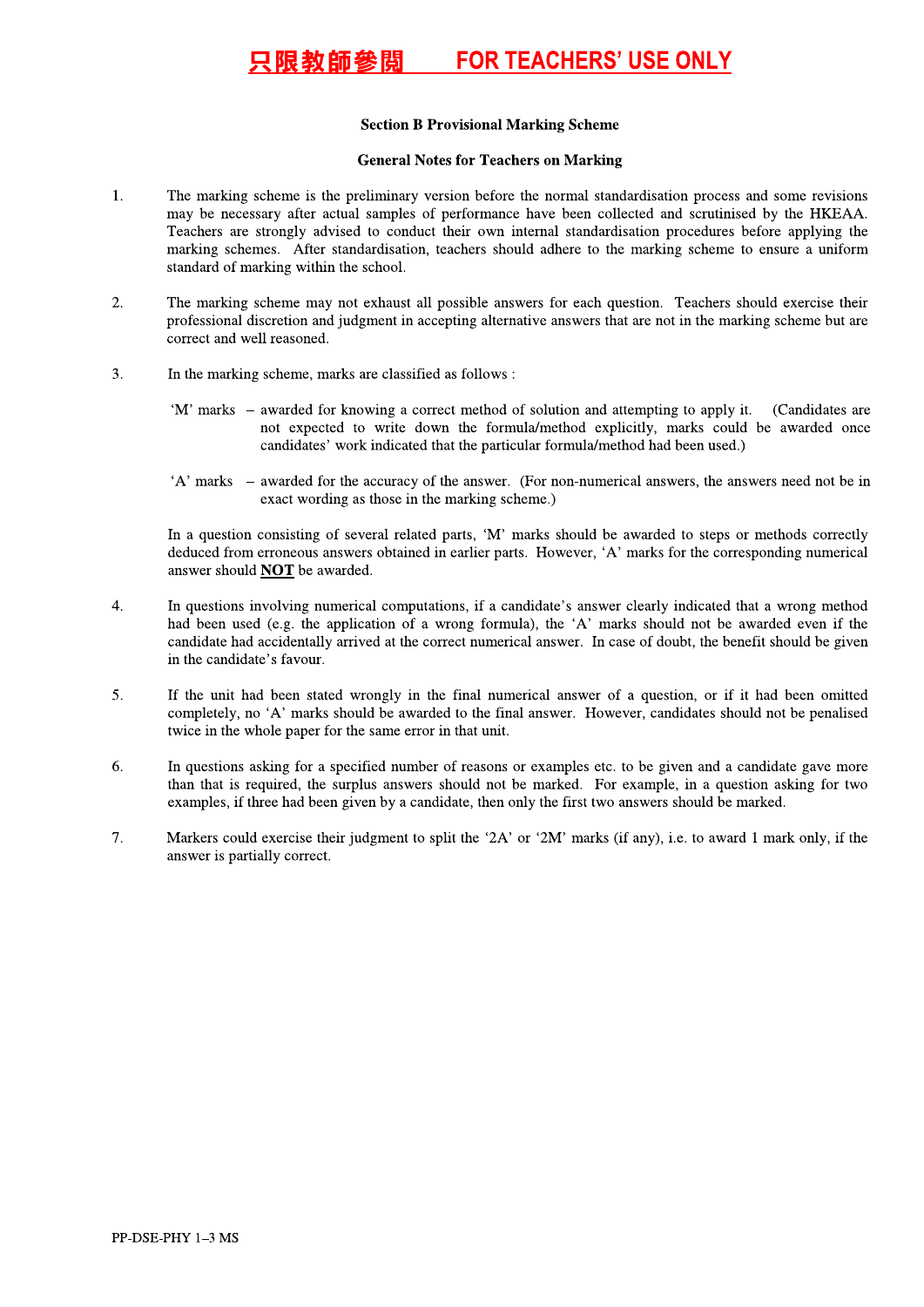**只限教師參閱　　FOR TEACHERS' USE ONLY**

**Section B Provisional Marking Scheme**

**General Notes for Teachers on Marking**

1. The marking scheme is the preliminary version before the normal standardisation process and some revisions may be necessary after actual samples of performance have been collected and scrutinised by the HKEAA. Teachers are strongly advised to conduct their own internal standardisation procedures before applying the marking schemes. After standardisation, teachers should adhere to the marking scheme to ensure a uniform standard of marking within the school.

2. The marking scheme may not exhaust all possible answers for each question. Teachers should exercise their professional discretion and judgment in accepting alternative answers that are not in the marking scheme but are correct and well reasoned.

3. In the marking scheme, marks are classified as follows :

   'M' marks – awarded for knowing a correct method of solution and attempting to apply it. (Candidates are not expected to write down the formula/method explicitly, marks could be awarded once candidates' work indicated that the particular formula/method had been used.)

   'A' marks – awarded for the accuracy of the answer. (For non-numerical answers, the answers need not be in exact wording as those in the marking scheme.)

   In a question consisting of several related parts, 'M' marks should be awarded to steps or methods correctly deduced from erroneous answers obtained in earlier parts. However, 'A' marks for the corresponding numerical answer should **NOT** be awarded.

4. In questions involving numerical computations, if a candidate's answer clearly indicated that a wrong method had been used (e.g. the application of a wrong formula), the 'A' marks should not be awarded even if the candidate had accidentally arrived at the correct numerical answer. In case of doubt, the benefit should be given in the candidate's favour.

5. If the unit had been stated wrongly in the final numerical answer of a question, or if it had been omitted completely, no 'A' marks should be awarded to the final answer. However, candidates should not be penalised twice in the whole paper for the same error in that unit.

6. In questions asking for a specified number of reasons or examples etc. to be given and a candidate gave more than that is required, the surplus answers should not be marked. For example, in a question asking for two examples, if three had been given by a candidate, then only the first two answers should be marked.

7. Markers could exercise their judgment to split the '2A' or '2M' marks (if any), i.e. to award 1 mark only, if the answer is partially correct.

PP-DSE-PHY 1–3 MS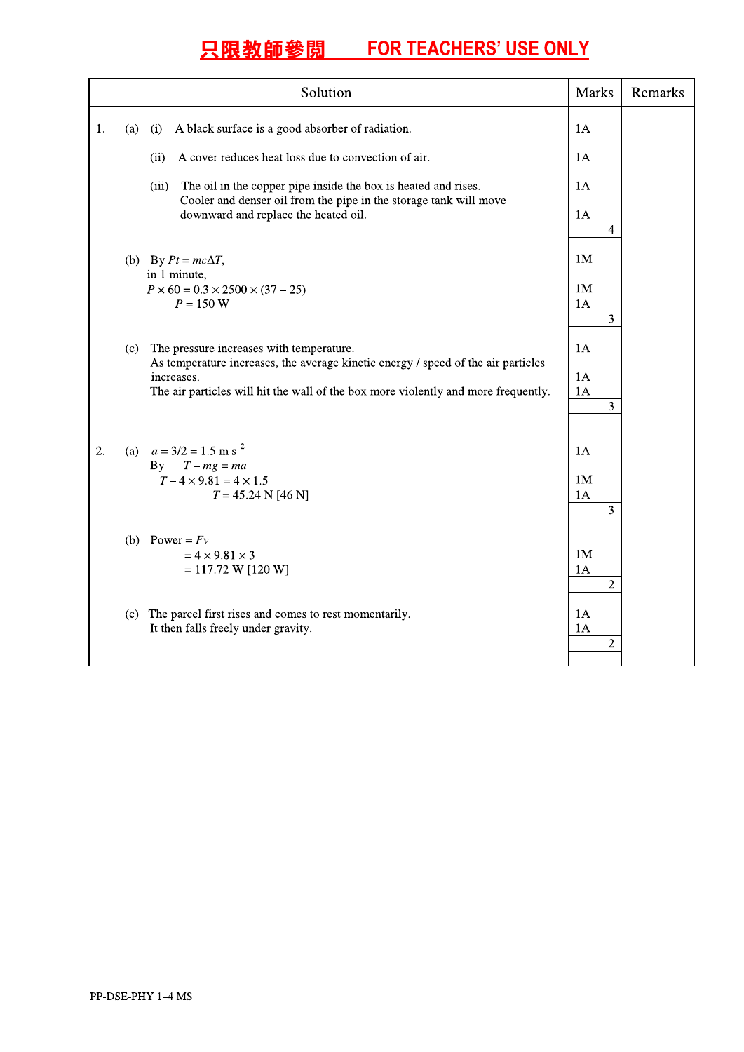**只限教師參閱　　FOR TEACHERS' USE ONLY**

| Solution | Marks | Remarks |
|---|---|---|
| 1. (a) (i) A black surface is a good absorber of radiation. | 1A | |
| (ii) A cover reduces heat loss due to convection of air. | 1A | |
| (iii) The oil in the copper pipe inside the box is heated and rises. | 1A | |
| Cooler and denser oil from the pipe in the storage tank will move downward and replace the heated oil. | 1A | |
| | 4 | |
| (b) By $Pt = mc\Delta T$, | 1M | |
| in 1 minute, | | |
| $P \times 60 = 0.3 \times 2500 \times (37 - 25)$ | 1M | |
| $P = 150$ W | 1A | |
| | 3 | |
| (c) The pressure increases with temperature. | 1A | |
| As temperature increases, the average kinetic energy / speed of the air particles increases. | 1A | |
| The air particles will hit the wall of the box more violently and more frequently. | 1A | |
| | 3 | |
| 2. (a) $a = 3/2 = 1.5$ m s$^{-2}$ | 1A | |
| By $T - mg = ma$ | | |
| $T - 4 \times 9.81 = 4 \times 1.5$ | 1M | |
| $T = 45.24$ N [46 N] | 1A | |
| | 3 | |
| (b) Power $= Fv$ | | |
| $= 4 \times 9.81 \times 3$ | 1M | |
| $= 117.72$ W [120 W] | 1A | |
| | 2 | |
| (c) The parcel first rises and comes to rest momentarily. | 1A | |
| It then falls freely under gravity. | 1A | |
| | 2 | |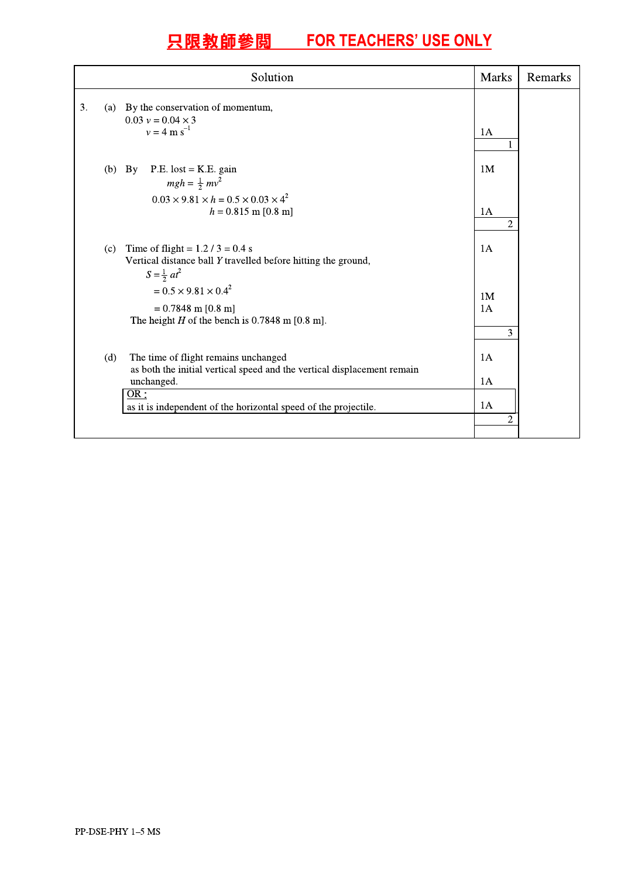# 只限教師參閱 FOR TEACHERS' USE ONLY

| Solution | Marks | Remarks |
|---|---|---|
| 3. (a) By the conservation of momentum, | | |
| $0.03\ v = 0.04 \times 3$ | | |
| $v = 4\ \text{m s}^{-1}$ | 1A | |
| | 1 | |
| (b) By P.E. lost = K.E. gain | 1M | |
| $mgh = \frac{1}{2}mv^2$ | | |
| $0.03 \times 9.81 \times h = 0.5 \times 0.03 \times 4^2$ | | |
| $h = 0.815$ m [0.8 m] | 1A | |
| | 2 | |
| (c) Time of flight = 1.2 / 3 = 0.4 s | 1A | |
| Vertical distance ball $Y$ travelled before hitting the ground, | | |
| $S = \frac{1}{2}at^2$ | | |
| $= 0.5 \times 9.81 \times 0.4^2$ | 1M | |
| $= 0.7848$ m [0.8 m] | 1A | |
| The height $H$ of the bench is 0.7848 m [0.8 m]. | | |
| | 3 | |
| (d) The time of flight remains unchanged | 1A | |
| as both the initial vertical speed and the vertical displacement remain unchanged. | 1A | |
| OR : as it is independent of the horizontal speed of the projectile. | 1A | |
| | 2 | |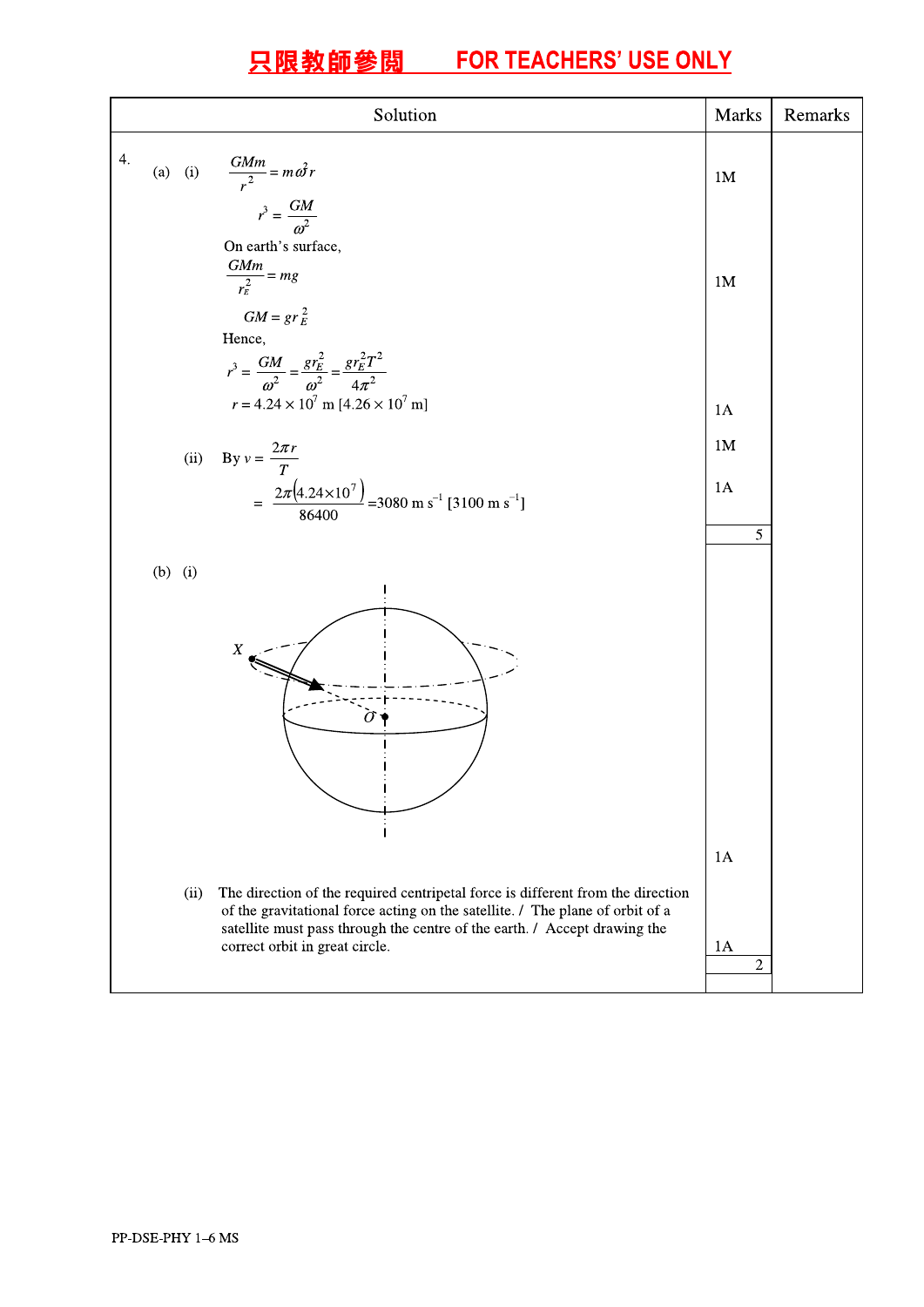只限教師參閱　　FOR TEACHERS' USE ONLY

| Solution | Marks | Remarks |
|---|---|---|
| 4. (a) (i) $\dfrac{GMm}{r^2} = m\omega^2 r$ | 1M | |
| $r^3 = \dfrac{GM}{\omega^2}$ | | |
| On earth's surface, $\dfrac{GMm}{r_E^2} = mg$ | 1M | |
| $GM = gr_E^2$ | | |
| Hence, $r^3 = \dfrac{GM}{\omega^2} = \dfrac{gr_E^2}{\omega^2} = \dfrac{gr_E^2 T^2}{4\pi^2}$ | | |
| $r = 4.24 \times 10^7$ m [$4.26 \times 10^7$ m] | 1A | |
| (ii) By $v = \dfrac{2\pi r}{T}$ | 1M | |
| $= \dfrac{2\pi(4.24\times10^7)}{86400} = 3080$ m s$^{-1}$ [3100 m s$^{-1}$] | 1A | |
| | 5 | |
| (b) (i) [Diagram: sphere with centre O, dash-dot axis, orbit through X drawn as circle, arrow from X] | 1A | |
| (ii) The direction of the required centripetal force is different from the direction of the gravitational force acting on the satellite. / The plane of orbit of a satellite must pass through the centre of the earth. / Accept drawing the correct orbit in great circle. | 1A | |
| | 2 | |

PP-DSE-PHY 1–6 MS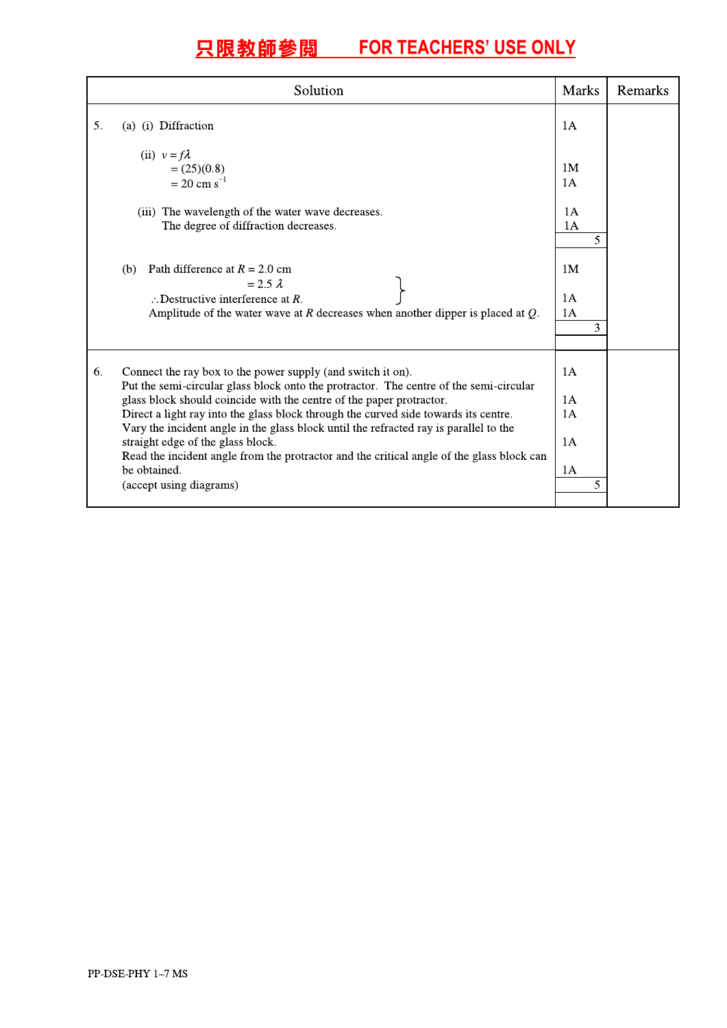**只限教師參閱　　FOR TEACHERS' USE ONLY**

| Solution | Marks | Remarks |
|---|---|---|
| 5. (a) (i) Diffraction | 1A | |
| (ii) $v = f\lambda$ | | |
| $= (25)(0.8)$ | 1M | |
| $= 20 \text{ cm s}^{-1}$ | 1A | |
| (iii) The wavelength of the water wave decreases. | 1A | |
| The degree of diffraction decreases. | 1A | |
| | 5 | |
| (b) Path difference at $R = 2.0$ cm | 1M | |
| $= 2.5\,\lambda$ | | |
| ∴ Destructive interference at $R$. | 1A | |
| Amplitude of the water wave at $R$ decreases when another dipper is placed at $Q$. | 1A | |
| | 3 | |
| 6. Connect the ray box to the power supply (and switch it on). | 1A | |
| Put the semi-circular glass block onto the protractor. The centre of the semi-circular glass block should coincide with the centre of the paper protractor. | 1A | |
| Direct a light ray into the glass block through the curved side towards its centre. | 1A | |
| Vary the incident angle in the glass block until the refracted ray is parallel to the straight edge of the glass block. | 1A | |
| Read the incident angle from the protractor and the critical angle of the glass block can be obtained. | 1A | |
| (accept using diagrams) | 5 | |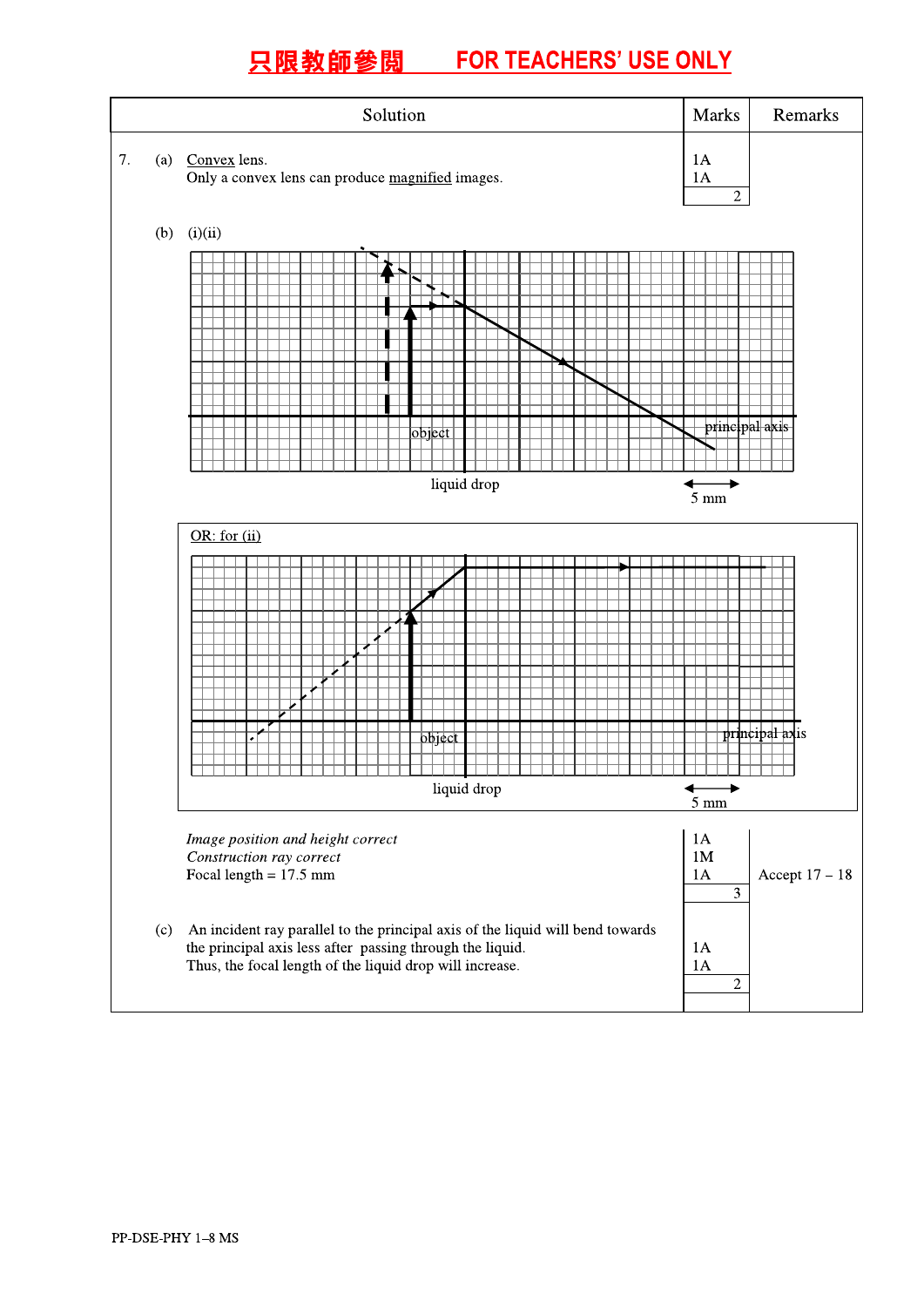只限教師參閱　　FOR TEACHERS' USE ONLY

| Solution | Marks | Remarks |
|---|---|---|
| 7. (a) Convex lens. | 1A | |
| Only a convex lens can produce magnified images. | 1A | |
| | 2 | |
| (b) (i)(ii) | | |
| object / principal axis / liquid drop / 5 mm | | |
| OR: for (ii) | | |
| object / principal axis / liquid drop / 5 mm | | |
| *Image position and height correct* | 1A | |
| *Construction ray correct* | 1M | |
| Focal length = 17.5 mm | 1A | Accept 17 – 18 |
| | 3 | |
| (c) An incident ray parallel to the principal axis of the liquid will bend towards the principal axis less after passing through the liquid. | 1A | |
| Thus, the focal length of the liquid drop will increase. | 1A | |
| | 2 | |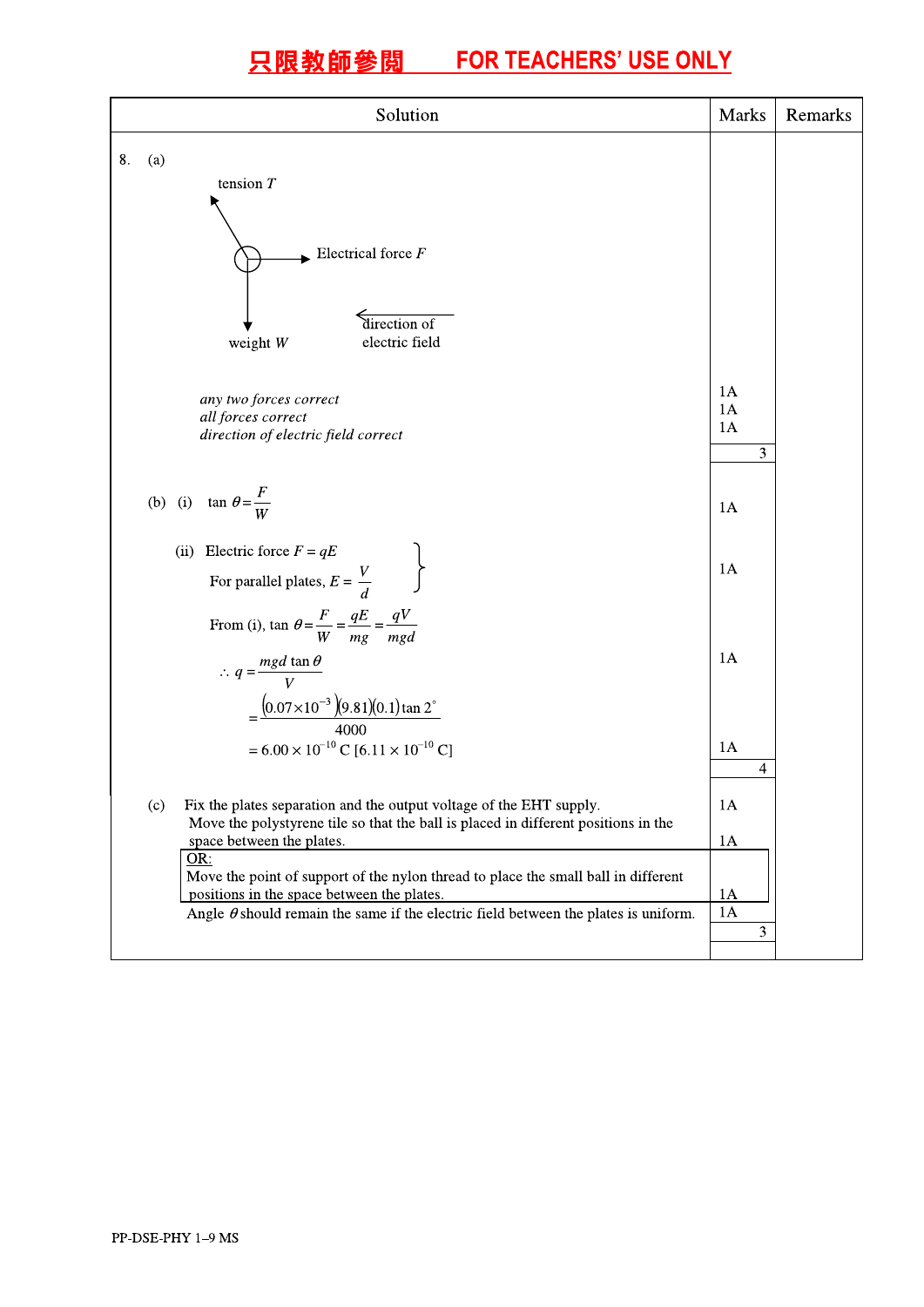只限教師參閱　　FOR TEACHERS' USE ONLY

| Solution | Marks | Remarks |
|---|---|---|
| 8. (a) | | |
| tension $T$; Electrical force $F$; weight $W$; direction of electric field | | |
| *any two forces correct* | 1A | |
| *all forces correct* | 1A | |
| *direction of electric field correct* | 1A | |
| | 3 | |
| (b) (i) $\tan\theta = \dfrac{F}{W}$ | 1A | |
| (ii) Electric force $F = qE$ <br> For parallel plates, $E = \dfrac{V}{d}$ | 1A | |
| From (i), $\tan\theta = \dfrac{F}{W} = \dfrac{qE}{mg} = \dfrac{qV}{mgd}$ | | |
| $\therefore q = \dfrac{mgd\tan\theta}{V}$ | 1A | |
| $= \dfrac{(0.07\times10^{-3})(9.81)(0.1)\tan 2^\circ}{4000}$ | | |
| $= 6.00 \times 10^{-10}$ C [$6.11 \times 10^{-10}$ C] | 1A | |
| | 4 | |
| (c) Fix the plates separation and the output voltage of the EHT supply. | 1A | |
| Move the polystyrene tile so that the ball is placed in different positions in the space between the plates. | 1A | |
| OR: Move the point of support of the nylon thread to place the small ball in different positions in the space between the plates. | 1A | |
| Angle $\theta$ should remain the same if the electric field between the plates is uniform. | 1A | |
| | 3 | |

PP-DSE-PHY 1–9 MS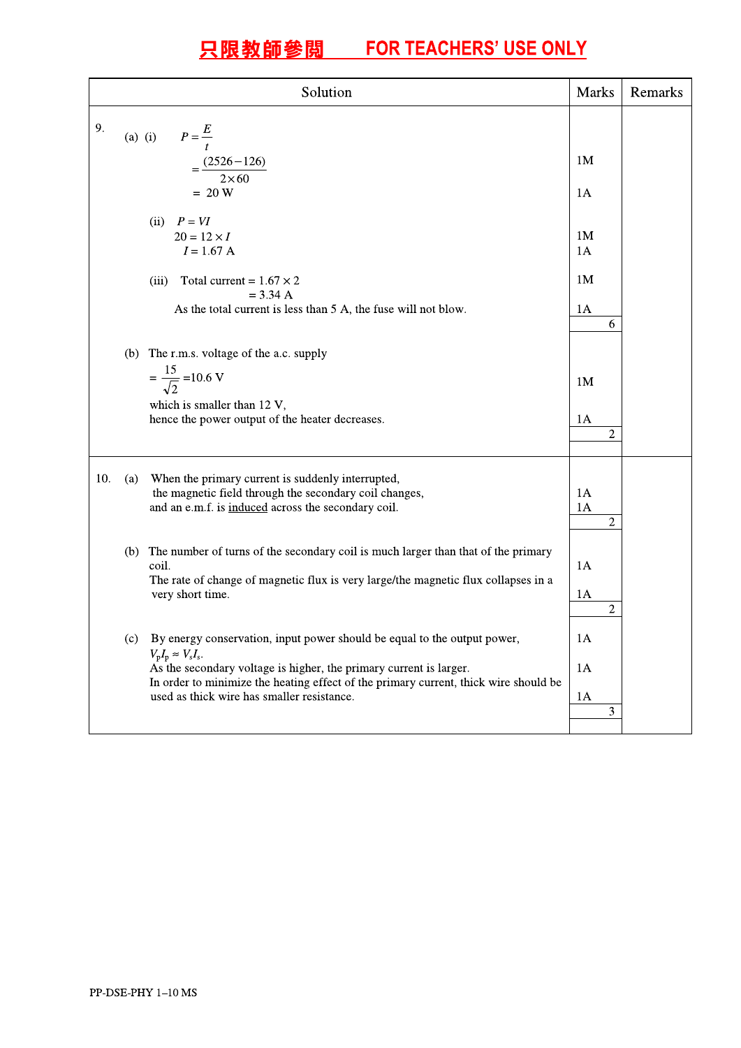**只限教師參閱　　FOR TEACHERS' USE ONLY**

| Solution | Marks | Remarks |
|---|---|---|
| 9. (a) (i) $P = \dfrac{E}{t}$ | | |
| $= \dfrac{(2526-126)}{2 \times 60}$ | 1M | |
| $= 20$ W | 1A | |
| (ii) $P = VI$ <br> $20 = 12 \times I$ | 1M | |
| $I = 1.67$ A | 1A | |
| (iii) Total current $= 1.67 \times 2$ <br> $= 3.34$ A | 1M | |
| As the total current is less than 5 A, the fuse will not blow. | 1A | |
| | 6 | |
| (b) The r.m.s. voltage of the a.c. supply <br> $= \dfrac{15}{\sqrt{2}} = 10.6$ V | 1M | |
| which is smaller than 12 V, <br> hence the power output of the heater decreases. | 1A | |
| | 2 | |
| 10. (a) When the primary current is suddenly interrupted, <br> the magnetic field through the secondary coil changes, | 1A | |
| and an e.m.f. is <u>induced</u> across the secondary coil. | 1A | |
| | 2 | |
| (b) The number of turns of the secondary coil is much larger than that of the primary coil. | 1A | |
| The rate of change of magnetic flux is very large/the magnetic flux collapses in a very short time. | 1A | |
| | 2 | |
| (c) By energy conservation, input power should be equal to the output power, <br> $V_p I_p \approx V_s I_s$. | 1A | |
| As the secondary voltage is higher, the primary current is larger. | 1A | |
| In order to minimize the heating effect of the primary current, thick wire should be used as thick wire has smaller resistance. | 1A | |
| | 3 | |

PP-DSE-PHY 1–10 MS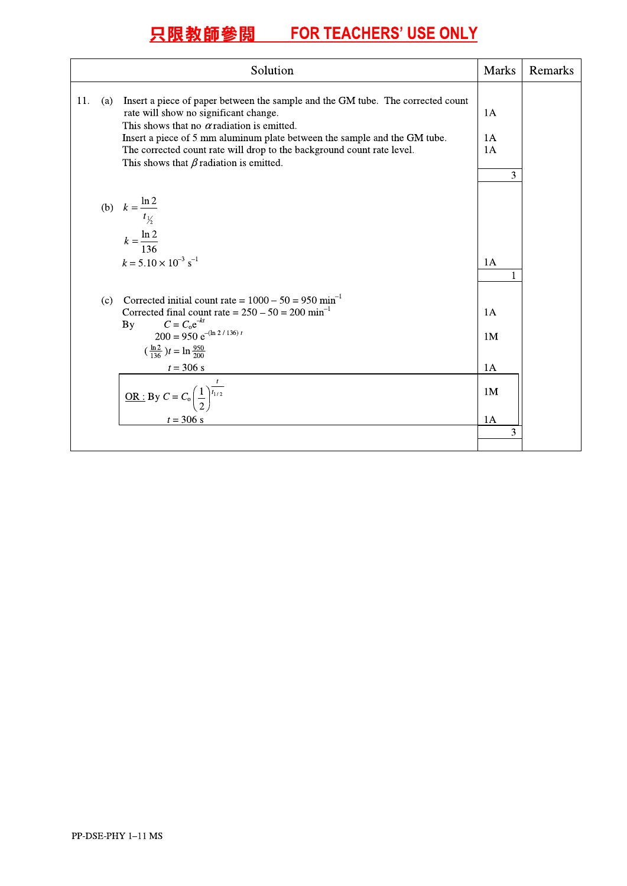只限教師參閱 FOR TEACHERS' USE ONLY

| Solution | Marks | Remarks |
|---|---|---|
| 11. (a) Insert a piece of paper between the sample and the GM tube. The corrected count rate will show no significant change. | 1A | |
| This shows that no $\alpha$ radiation is emitted. | | |
| Insert a piece of 5 mm aluminum plate between the sample and the GM tube. | 1A | |
| The corrected count rate will drop to the background count rate level. | 1A | |
| This shows that $\beta$ radiation is emitted. | | |
| | 3 | |
| (b) $k = \dfrac{\ln 2}{t_{½}}$ | | |
| $k = \dfrac{\ln 2}{136}$ | | |
| $k = 5.10 \times 10^{-3}\ \text{s}^{-1}$ | 1A | |
| | 1 | |
| (c) Corrected initial count rate = 1000 – 50 = 950 min$^{-1}$ | | |
| Corrected final count rate = 250 – 50 = 200 min$^{-1}$ | 1A | |
| By $C = C_o e^{-kt}$ | | |
| $200 = 950\, e^{-(\ln 2 / 136)\, t}$ | 1M | |
| $(\frac{\ln 2}{136})t = \ln \frac{950}{200}$ | | |
| $t = 306$ s | 1A | |
| OR : By $C = C_o \left(\dfrac{1}{2}\right)^{\frac{t}{t_{1/2}}}$ | 1M | |
| $t = 306$ s | 1A | |
| | 3 | |

PP-DSE-PHY 1–11 MS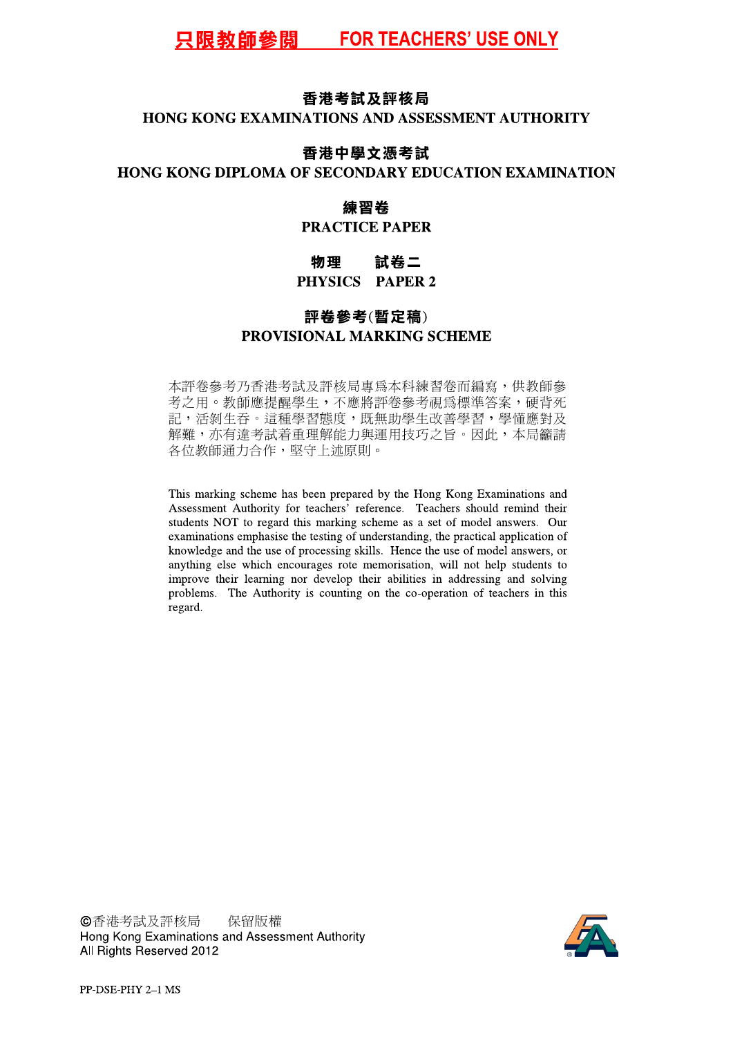**只限教師參閱　　FOR TEACHERS' USE ONLY**

# 香港考試及評核局
# HONG KONG EXAMINATIONS AND ASSESSMENT AUTHORITY

## 香港中學文憑考試
## HONG KONG DIPLOMA OF SECONDARY EDUCATION EXAMINATION

### 練習卷
### PRACTICE PAPER

### 物理　　試卷二
### PHYSICS　PAPER 2

### 評卷參考(暫定稿)
### PROVISIONAL MARKING SCHEME

本評卷參考乃香港考試及評核局專爲本科練習卷而編寫，供教師參考之用。教師應提醒學生，不應將評卷參考視爲標準答案，硬背死記，活剝生吞。這種學習態度，既無助學生改善學習，學懂應對及解難，亦有違考試着重理解能力與運用技巧之旨。因此，本局籲請各位教師通力合作，堅守上述原則。

This marking scheme has been prepared by the Hong Kong Examinations and Assessment Authority for teachers' reference. Teachers should remind their students NOT to regard this marking scheme as a set of model answers. Our examinations emphasise the testing of understanding, the practical application of knowledge and the use of processing skills. Hence the use of model answers, or anything else which encourages rote memorisation, will not help students to improve their learning nor develop their abilities in addressing and solving problems. The Authority is counting on the co-operation of teachers in this regard.

©香港考試及評核局　　保留版權
Hong Kong Examinations and Assessment Authority
All Rights Reserved 2012

PP-DSE-PHY 2–1 MS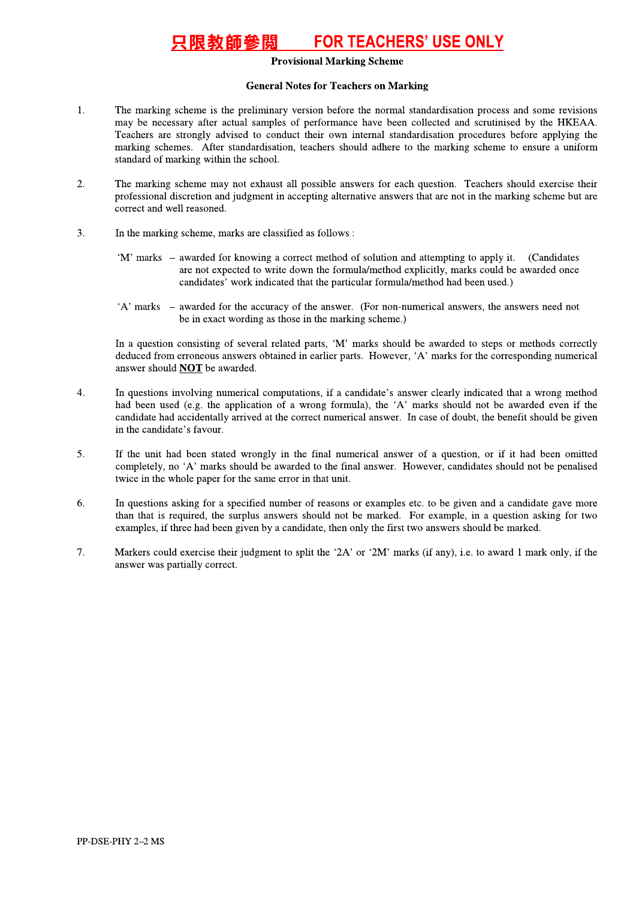# 只限教師參閱　　FOR TEACHERS' USE ONLY

**Provisional Marking Scheme**

**General Notes for Teachers on Marking**

1. The marking scheme is the preliminary version before the normal standardisation process and some revisions may be necessary after actual samples of performance have been collected and scrutinised by the HKEAA. Teachers are strongly advised to conduct their own internal standardisation procedures before applying the marking schemes. After standardisation, teachers should adhere to the marking scheme to ensure a uniform standard of marking within the school.

2. The marking scheme may not exhaust all possible answers for each question. Teachers should exercise their professional discretion and judgment in accepting alternative answers that are not in the marking scheme but are correct and well reasoned.

3. In the marking scheme, marks are classified as follows :

   'M' marks – awarded for knowing a correct method of solution and attempting to apply it. (Candidates are not expected to write down the formula/method explicitly, marks could be awarded once candidates' work indicated that the particular formula/method had been used.)

   'A' marks – awarded for the accuracy of the answer. (For non-numerical answers, the answers need not be in exact wording as those in the marking scheme.)

   In a question consisting of several related parts, 'M' marks should be awarded to steps or methods correctly deduced from erroneous answers obtained in earlier parts. However, 'A' marks for the corresponding numerical answer should **NOT** be awarded.

4. In questions involving numerical computations, if a candidate's answer clearly indicated that a wrong method had been used (e.g. the application of a wrong formula), the 'A' marks should not be awarded even if the candidate had accidentally arrived at the correct numerical answer. In case of doubt, the benefit should be given in the candidate's favour.

5. If the unit had been stated wrongly in the final numerical answer of a question, or if it had been omitted completely, no 'A' marks should be awarded to the final answer. However, candidates should not be penalised twice in the whole paper for the same error in that unit.

6. In questions asking for a specified number of reasons or examples etc. to be given and a candidate gave more than that is required, the surplus answers should not be marked. For example, in a question asking for two examples, if three had been given by a candidate, then only the first two answers should be marked.

7. Markers could exercise their judgment to split the '2A' or '2M' marks (if any), i.e. to award 1 mark only, if the answer was partially correct.

PP-DSE-PHY 2–2 MS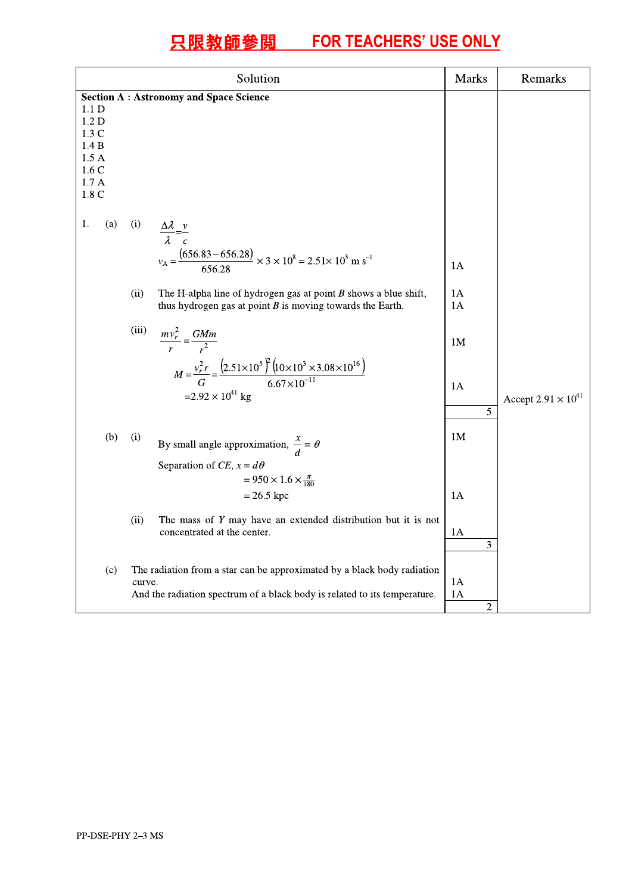# 只限教師參閱　FOR TEACHERS' USE ONLY

| Solution | Marks | Remarks |
|---|---|---|
| **Section A : Astronomy and Space Science** | | |
| 1.1 D | | |
| 1.2 D | | |
| 1.3 C | | |
| 1.4 B | | |
| 1.5 A | | |
| 1.6 C | | |
| 1.7 A | | |
| 1.8 C | | |
| 1. (a) (i) $\frac{\Delta\lambda}{\lambda}=\frac{v}{c}$ | | |
| $v_A=\frac{(656.83-656.28)}{656.28}\times 3\times 10^8 = 2.51\times 10^5\ \text{m s}^{-1}$ | 1A | |
| (ii) The H-alpha line of hydrogen gas at point *B* shows a blue shift, | 1A | |
| thus hydrogen gas at point *B* is moving towards the Earth. | 1A | |
| (iii) $\frac{mv_r^2}{r}=\frac{GMm}{r^2}$ | 1M | |
| $M=\frac{v_r^2 r}{G}=\frac{(2.51\times10^5)^2(10\times10^3\times3.08\times10^{16})}{6.67\times10^{-11}}$ | | |
| $=2.92\times 10^{41}$ kg | 1A | Accept $2.91\times 10^{41}$ |
| | 5 | |
| (b) (i) By small angle approximation, $\frac{x}{d}=\theta$ | 1M | |
| Separation of *CE*, $x = d\theta$ | | |
| $= 950\times 1.6\times\frac{\pi}{180}$ | | |
| $= 26.5$ kpc | 1A | |
| (ii) The mass of *Y* may have an extended distribution but it is not concentrated at the center. | 1A | |
| | 3 | |
| (c) The radiation from a star can be approximated by a black body radiation curve. | 1A | |
| And the radiation spectrum of a black body is related to its temperature. | 1A | |
| | 2 | |

PP-DSE-PHY 2–3 MS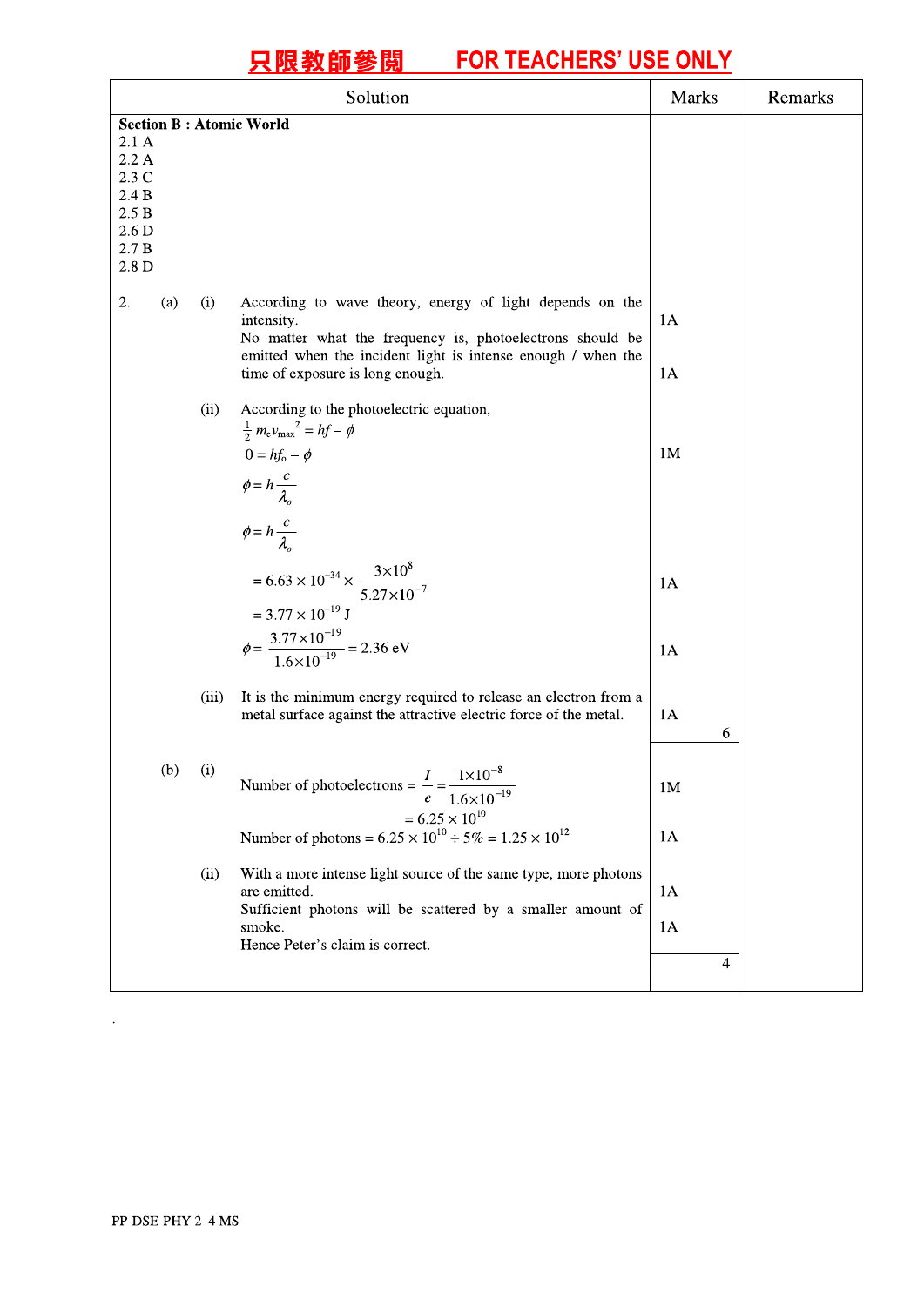只限教師參閱 FOR TEACHERS' USE ONLY

| Solution | Marks | Remarks |
|---|---|---|
| **Section B : Atomic World** | | |
| 2.1 A | | |
| 2.2 A | | |
| 2.3 C | | |
| 2.4 B | | |
| 2.5 B | | |
| 2.6 D | | |
| 2.7 B | | |
| 2.8 D | | |
| 2. (a) (i) According to wave theory, energy of light depends on the intensity. | 1A | |
| No matter what the frequency is, photoelectrons should be emitted when the incident light is intense enough / when the time of exposure is long enough. | 1A | |
| (ii) According to the photoelectric equation, $\frac{1}{2}m_e v_{max}{}^2 = hf - \phi$ <br> $0 = hf_o - \phi$ | 1M | |
| $\phi = h\dfrac{c}{\lambda_o}$ | | |
| $\phi = h\dfrac{c}{\lambda_o}$ | | |
| $= 6.63 \times 10^{-34} \times \dfrac{3\times10^8}{5.27\times10^{-7}}$ | 1A | |
| $= 3.77 \times 10^{-19}$ J | | |
| $\phi = \dfrac{3.77\times10^{-19}}{1.6\times10^{-19}} = 2.36$ eV | 1A | |
| (iii) It is the minimum energy required to release an electron from a metal surface against the attractive electric force of the metal. | 1A | |
| | 6 | |
| (b) (i) Number of photoelectrons $= \dfrac{I}{e} = \dfrac{1\times10^{-8}}{1.6\times10^{-19}}$ | 1M | |
| $= 6.25 \times 10^{10}$ | | |
| Number of photons $= 6.25 \times 10^{10} \div 5\% = 1.25 \times 10^{12}$ | 1A | |
| (ii) With a more intense light source of the same type, more photons are emitted. | 1A | |
| Sufficient photons will be scattered by a smaller amount of smoke. | 1A | |
| Hence Peter's claim is correct. | | |
| | 4 | |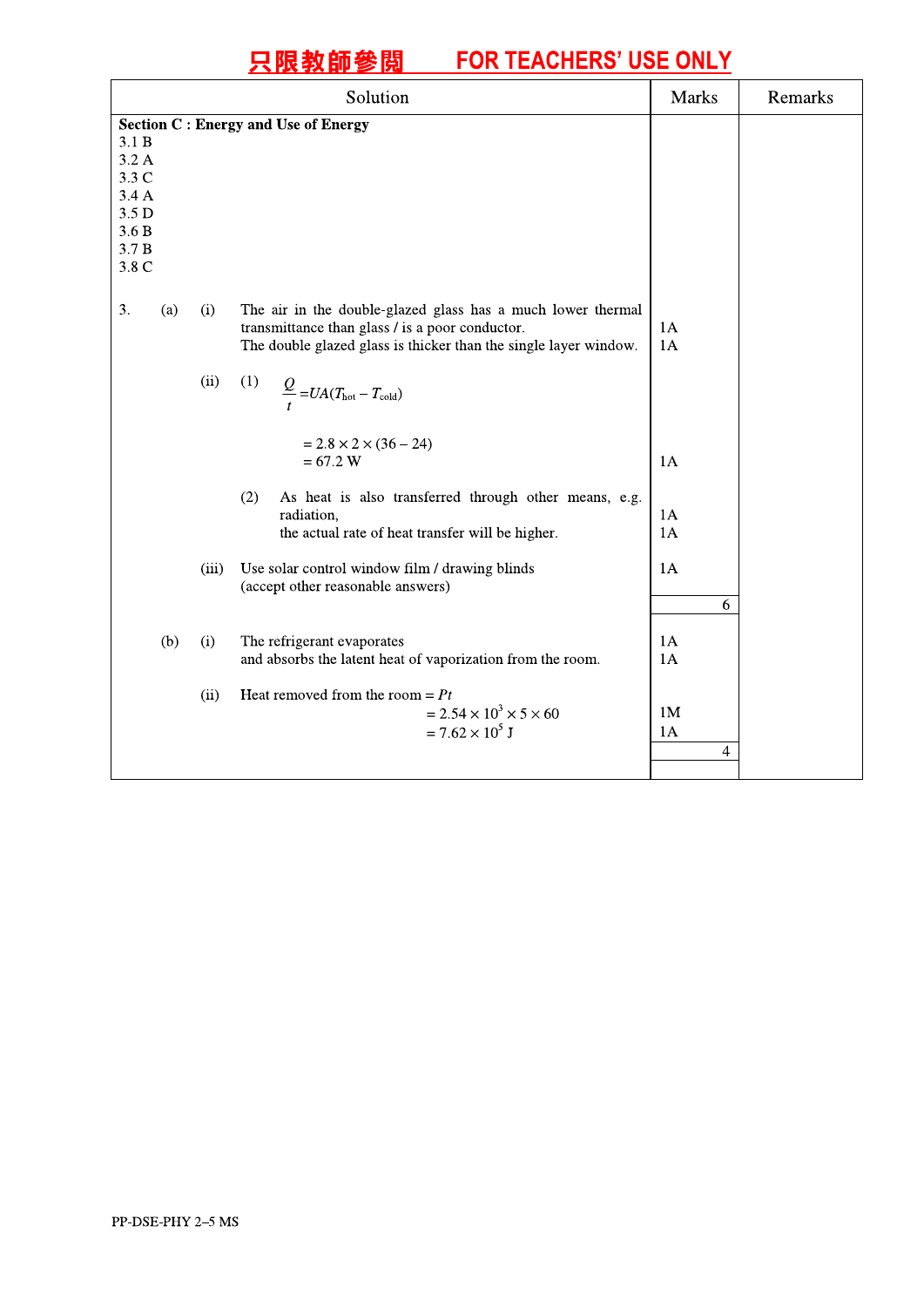只限教師參閱 FOR TEACHERS' USE ONLY

| Solution | Marks | Remarks |
|---|---|---|
| **Section C : Energy and Use of Energy** | | |
| 3.1 B | | |
| 3.2 A | | |
| 3.3 C | | |
| 3.4 A | | |
| 3.5 D | | |
| 3.6 B | | |
| 3.7 B | | |
| 3.8 C | | |
| 3. (a) (i) The air in the double-glazed glass has a much lower thermal transmittance than glass / is a poor conductor. | 1A | |
| The double glazed glass is thicker than the single layer window. | 1A | |
| (ii) (1) $\frac{Q}{t} = UA(T_{hot} - T_{cold})$ | | |
| $= 2.8 \times 2 \times (36 - 24)$ | | |
| $= 67.2$ W | 1A | |
| (2) As heat is also transferred through other means, e.g. radiation, | 1A | |
| the actual rate of heat transfer will be higher. | 1A | |
| (iii) Use solar control window film / drawing blinds (accept other reasonable answers) | 1A | |
| | 6 | |
| (b) (i) The refrigerant evaporates | 1A | |
| and absorbs the latent heat of vaporization from the room. | 1A | |
| (ii) Heat removed from the room = $Pt$ | | |
| $= 2.54 \times 10^3 \times 5 \times 60$ | 1M | |
| $= 7.62 \times 10^5$ J | 1A | |
| | 4 | |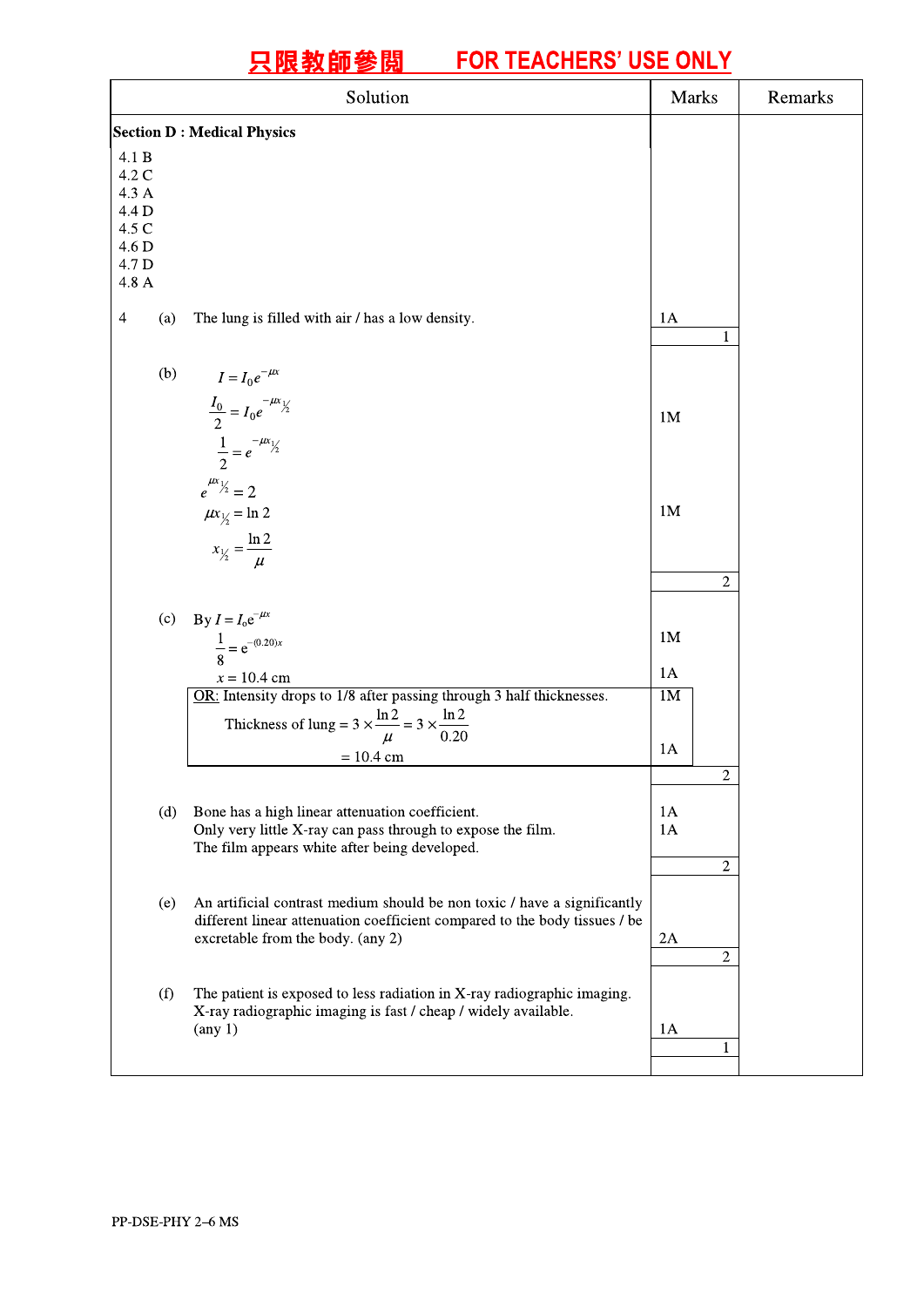只限教師參閱 FOR TEACHERS' USE ONLY

| Solution | Marks | Remarks |
|---|---|---|
| **Section D : Medical Physics** | | |
| 4.1 B<br>4.2 C<br>4.3 A<br>4.4 D<br>4.5 C<br>4.6 D<br>4.7 D<br>4.8 A | | |
| 4 (a) The lung is filled with air / has a low density. | 1A | |
| | 1 | |
| (b) $I = I_0 e^{-\mu x}$<br>$\dfrac{I_0}{2} = I_0 e^{-\mu x_{1/2}}$ | 1M | |
| $\dfrac{1}{2} = e^{-\mu x_{1/2}}$<br>$e^{\mu x_{1/2}} = 2$<br>$\mu x_{1/2} = \ln 2$ | 1M | |
| $x_{1/2} = \dfrac{\ln 2}{\mu}$ | | |
| | 2 | |
| (c) By $I = I_0 e^{-\mu x}$<br>$\dfrac{1}{8} = e^{-(0.20)x}$ | 1M | |
| $x = 10.4$ cm | 1A | |
| OR: Intensity drops to 1/8 after passing through 3 half thicknesses. | 1M | |
| Thickness of lung $= 3 \times \dfrac{\ln 2}{\mu} = 3 \times \dfrac{\ln 2}{0.20}$<br>$= 10.4$ cm | 1A | |
| | 2 | |
| (d) Bone has a high linear attenuation coefficient. | 1A | |
| Only very little X-ray can pass through to expose the film.<br>The film appears white after being developed. | 1A | |
| | 2 | |
| (e) An artificial contrast medium should be non toxic / have a significantly different linear attenuation coefficient compared to the body tissues / be excretable from the body. (any 2) | 2A | |
| | 2 | |
| (f) The patient is exposed to less radiation in X-ray radiographic imaging.<br>X-ray radiographic imaging is fast / cheap / widely available.<br>(any 1) | 1A | |
| | 1 | |